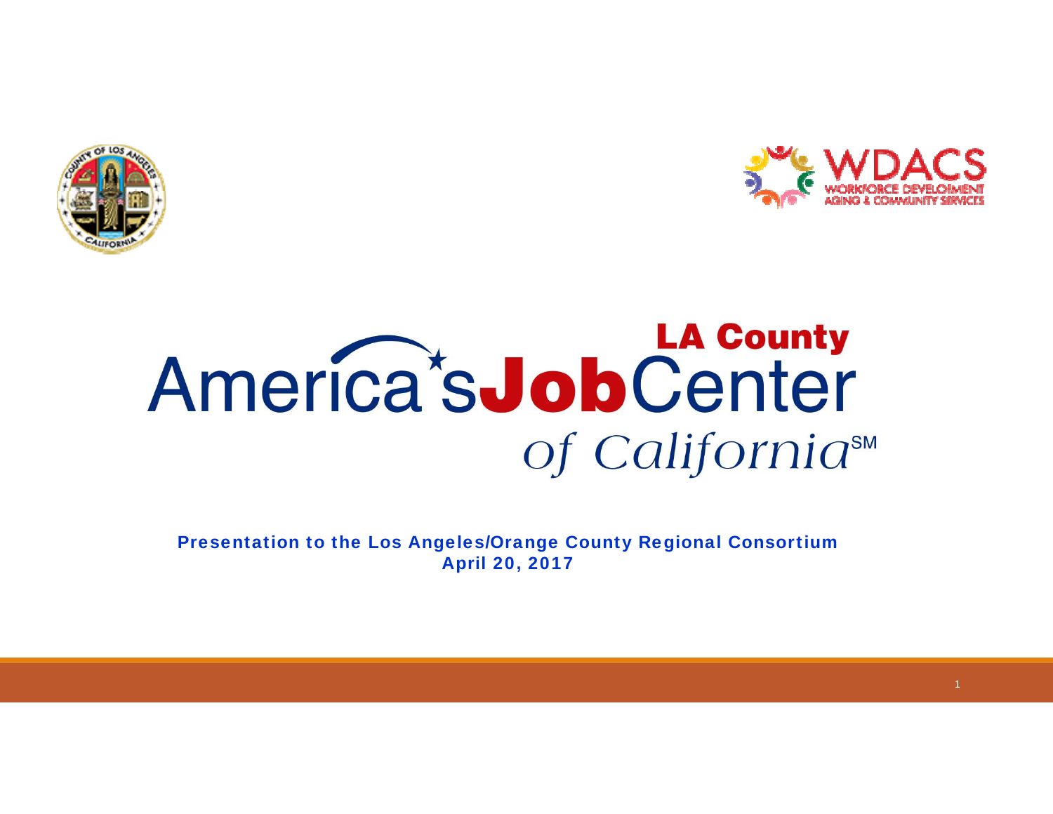WDACS

WORKFORCE DEVELOPMENT AGING & COMMUNITY SERVICES

# LA County America's Job Center of California[SM]

**Presentation to the Los Angeles/Orange County Regional Consortium**

**April 20, 2017**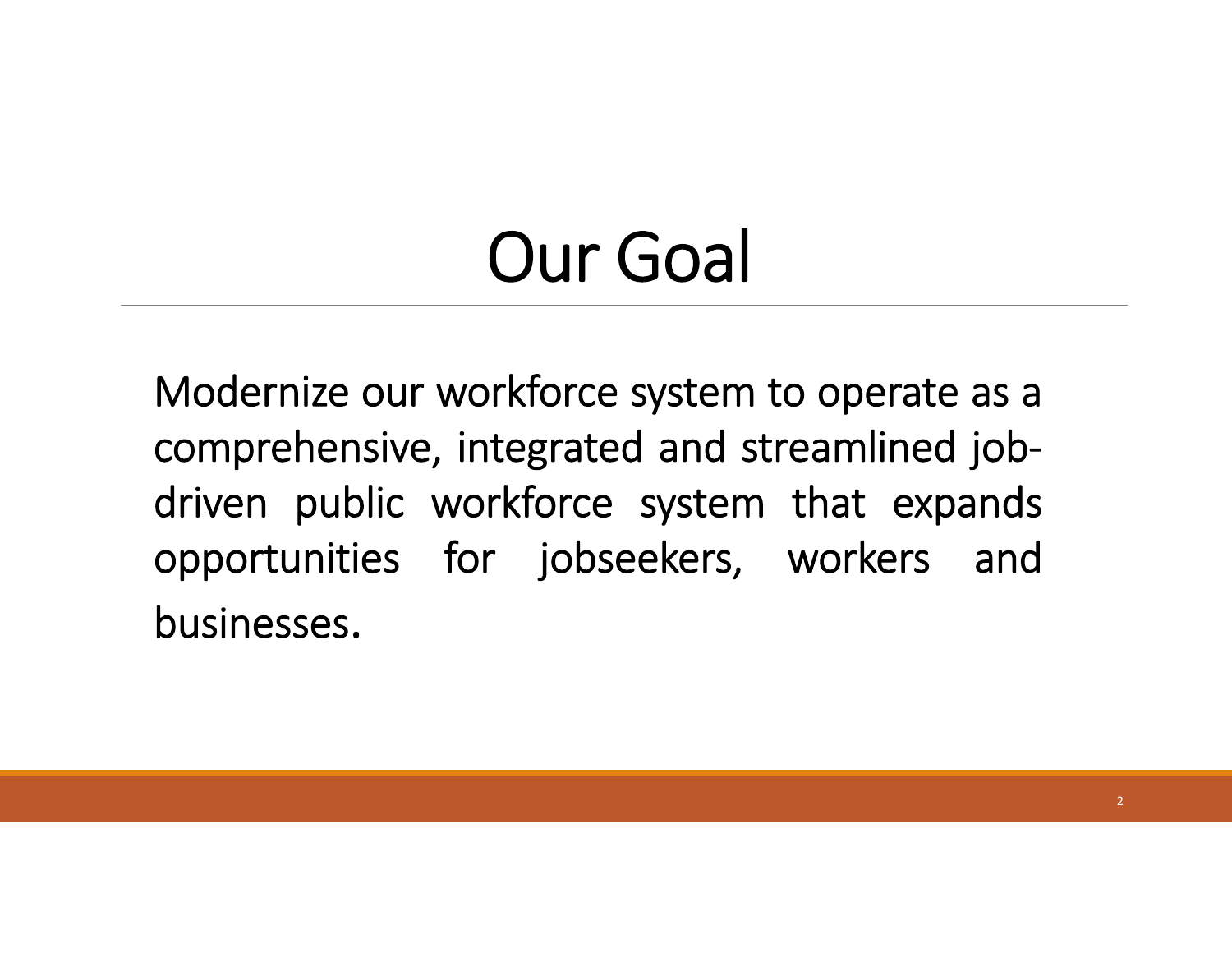# Our Goal

Modernize our workforce system to operate as a comprehensive, integrated and streamlined job-driven public workforce system that expands opportunities for jobseekers, workers and businesses.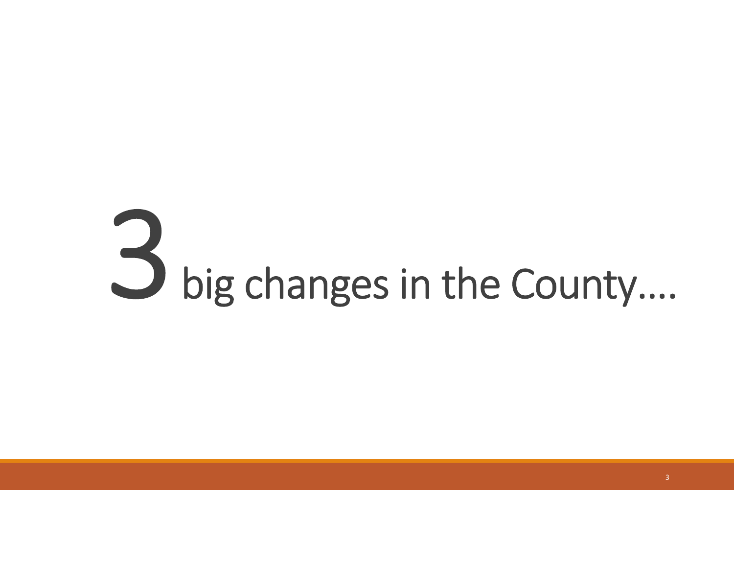# 3 big changes in the County….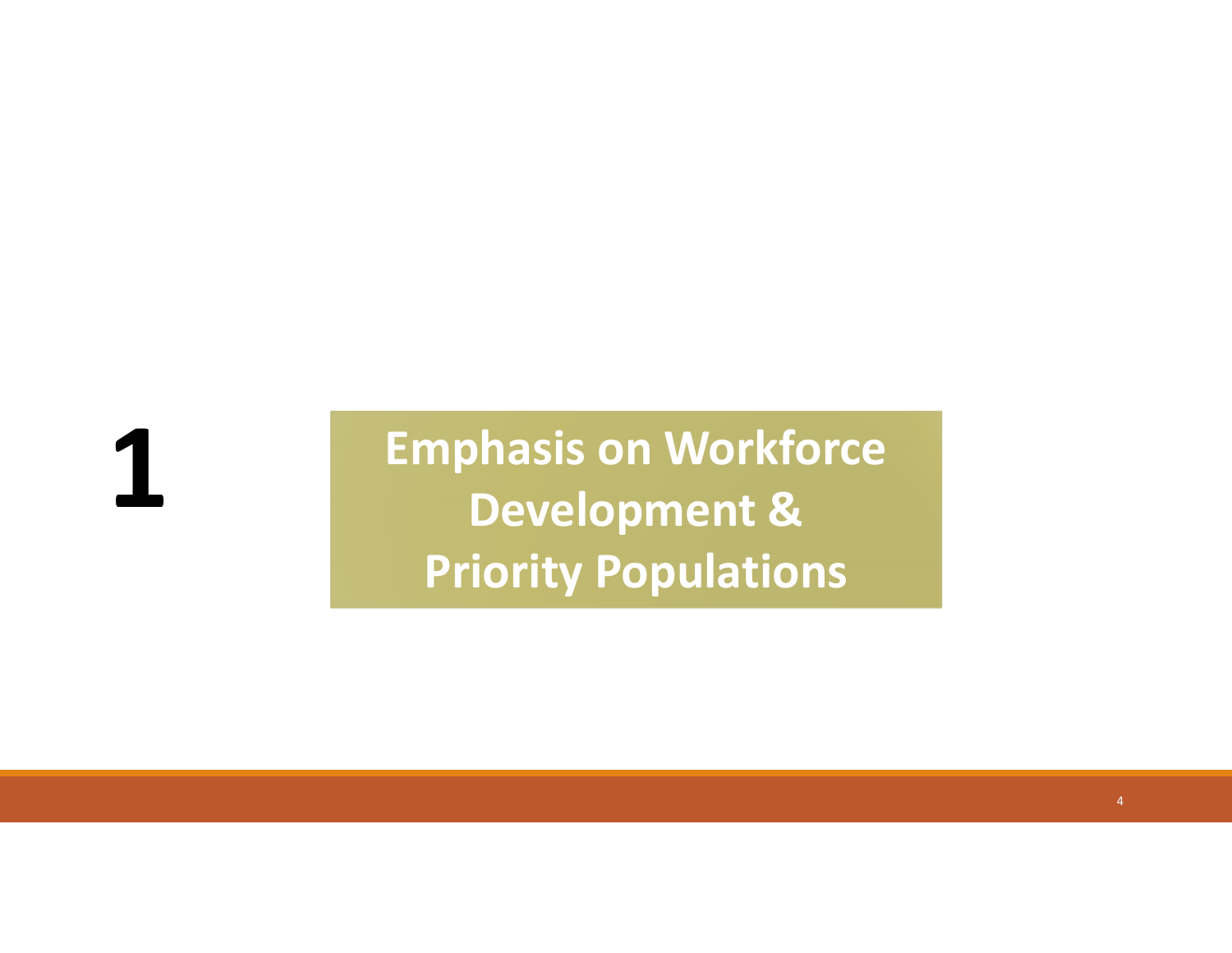# 1 Emphasis on Workforce Development & Priority Populations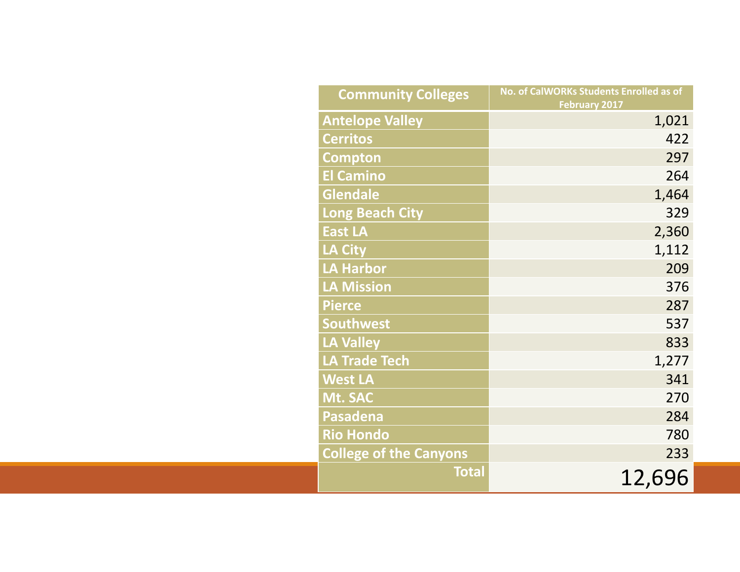| Community Colleges | No. of CalWORKs Students Enrolled as of February 2017 |
|---|---|
| Antelope Valley | 1,021 |
| Cerritos | 422 |
| Compton | 297 |
| El Camino | 264 |
| Glendale | 1,464 |
| Long Beach City | 329 |
| East LA | 2,360 |
| LA City | 1,112 |
| LA Harbor | 209 |
| LA Mission | 376 |
| Pierce | 287 |
| Southwest | 537 |
| LA Valley | 833 |
| LA Trade Tech | 1,277 |
| West LA | 341 |
| Mt. SAC | 270 |
| Pasadena | 284 |
| Rio Hondo | 780 |
| College of the Canyons | 233 |
| Total | 12,696 |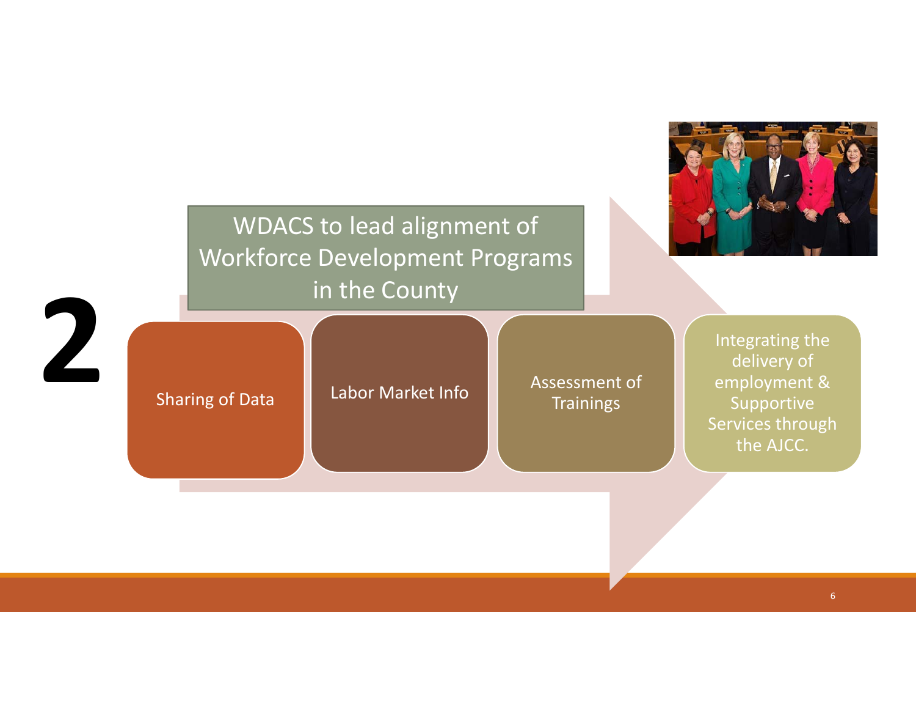# 2

## WDACS to lead alignment of Workforce Development Programs in the County

- Sharing of Data
- Labor Market Info
- Assessment of Trainings
- Integrating the delivery of employment & Supportive Services through the AJCC.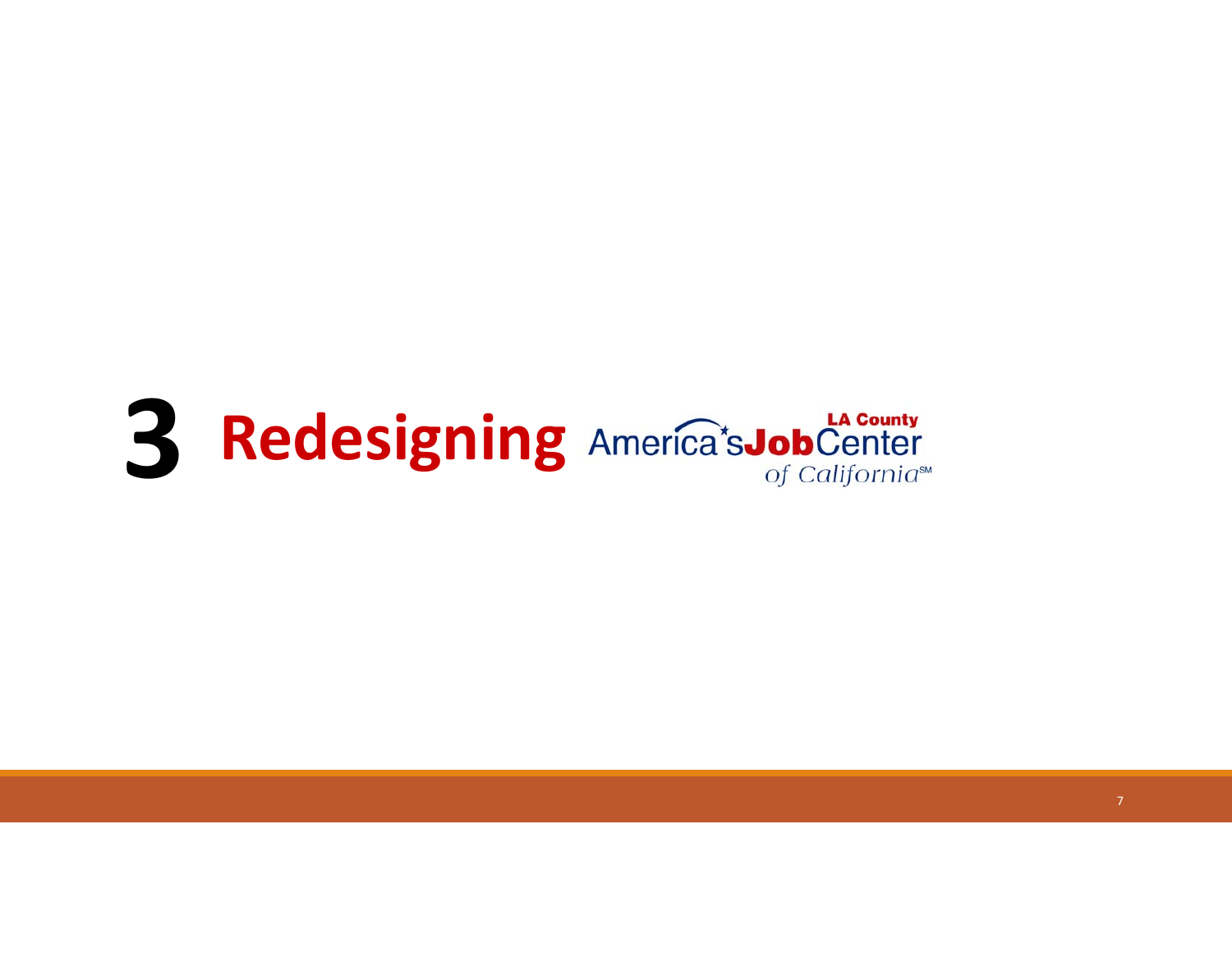# 3 Redesigning America's Job Center of California LA County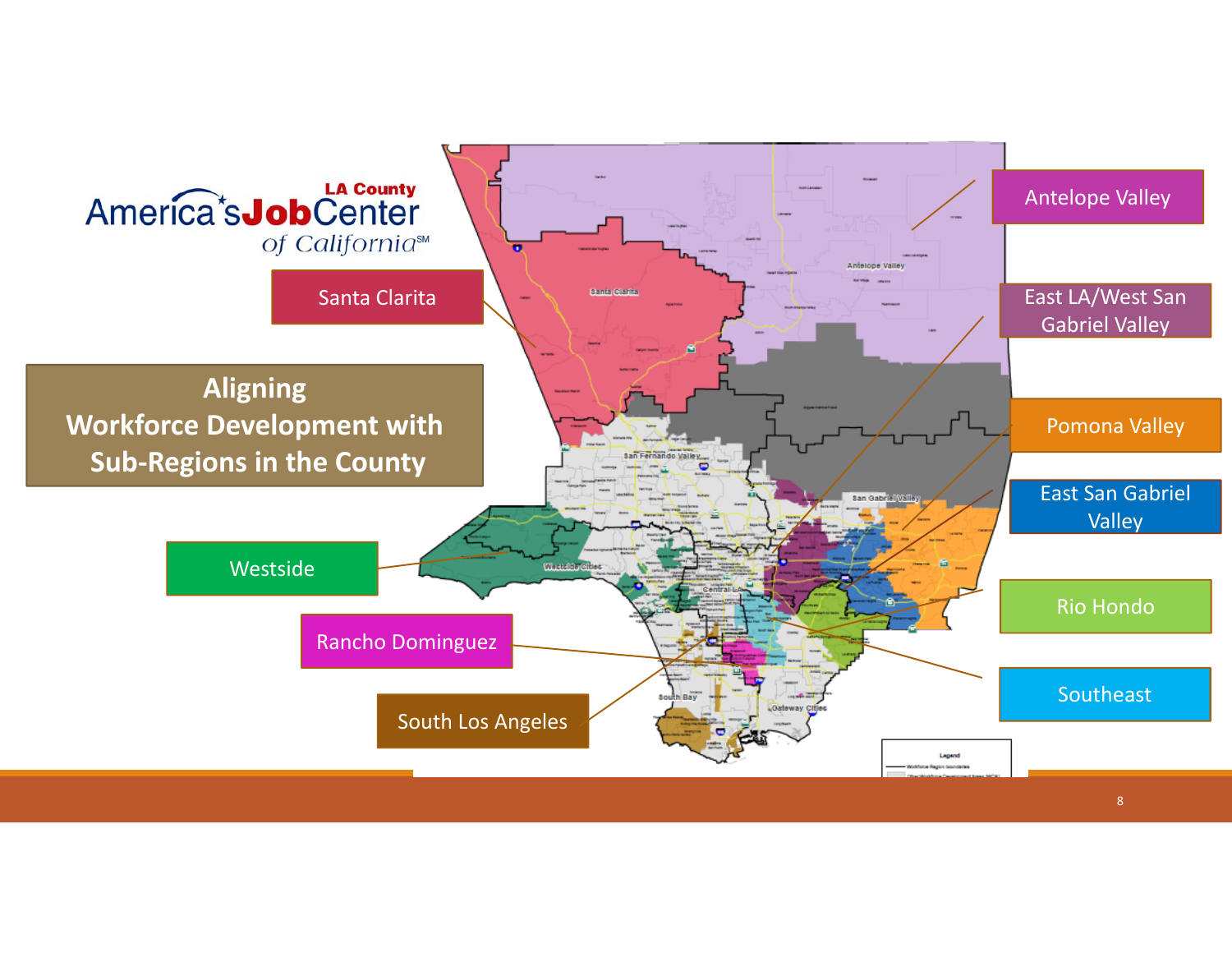LA County America's Job Center of California[SM]

# Aligning Workforce Development with Sub-Regions in the County

- Santa Clarita
- Antelope Valley
- East LA/West San Gabriel Valley
- Pomona Valley
- East San Gabriel Valley
- Westside
- Rio Hondo
- Rancho Dominguez
- Southeast
- South Los Angeles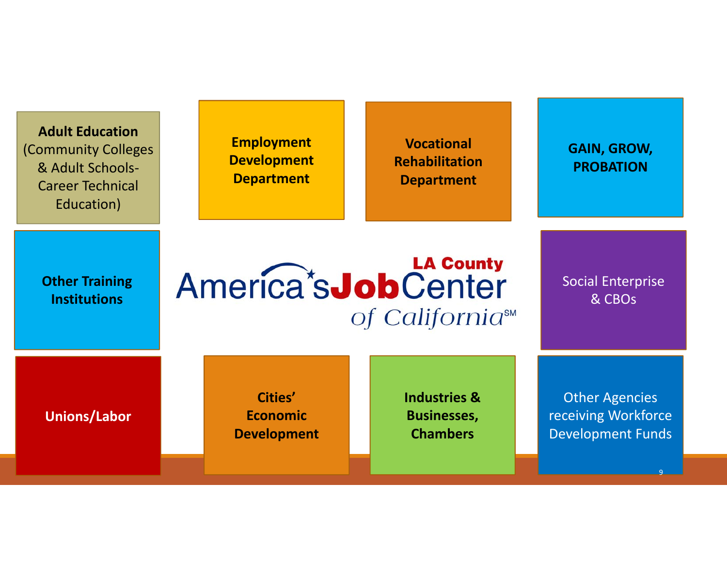**Adult Education** (Community Colleges & Adult Schools-Career Technical Education)

**Employment Development Department**

**Vocational Rehabilitation Department**

**GAIN, GROW, PROBATION**

**Other Training Institutions**

LA County America's Job Center of California[SM]

Social Enterprise & CBOs

**Unions/Labor**

**Cities' Economic Development**

**Industries & Businesses, Chambers**

Other Agencies receiving Workforce Development Funds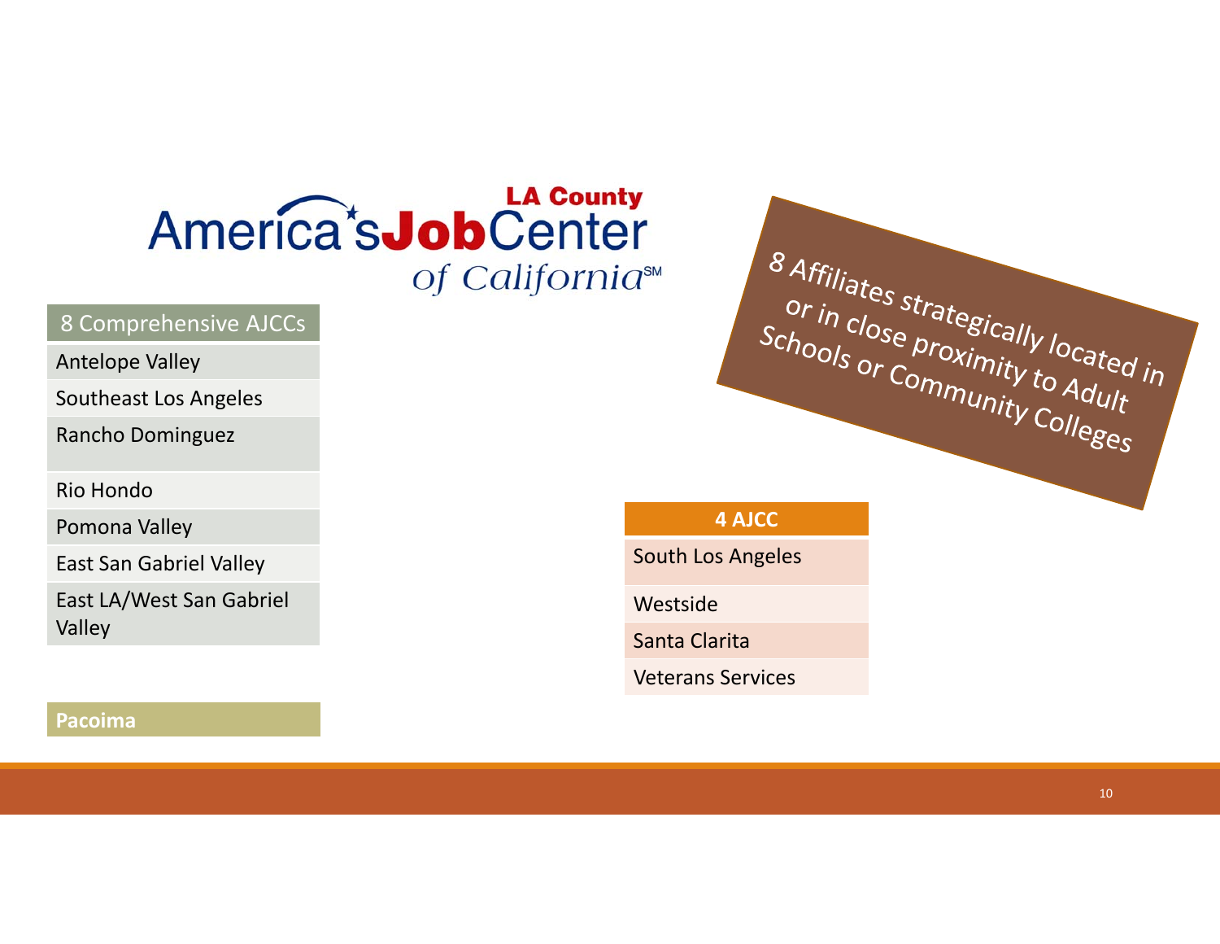# LA County America's Job Center of California℠

| 8 Comprehensive AJCCs |
|---|
| Antelope Valley |
| Southeast Los Angeles |
| Rancho Dominguez |
| Rio Hondo |
| Pomona Valley |
| East San Gabriel Valley |
| East LA/West San Gabriel Valley |

**Pacoima**

8 Affiliates strategically located in or in close proximity to Adult Schools or Community Colleges

| 4 AJCC |
|---|
| South Los Angeles |
| Westside |
| Santa Clarita |
| Veterans Services |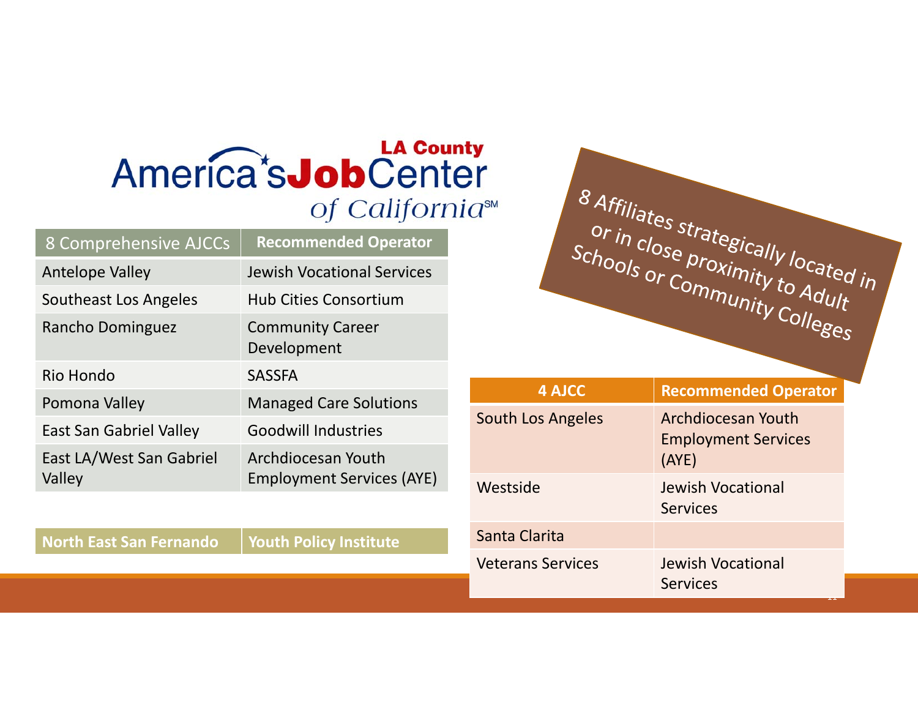# LA County America's Job Center of California℠

| 8 Comprehensive AJCCs | Recommended Operator |
|---|---|
| Antelope Valley | Jewish Vocational Services |
| Southeast Los Angeles | Hub Cities Consortium |
| Rancho Dominguez | Community Career Development |
| Rio Hondo | SASSFA |
| Pomona Valley | Managed Care Solutions |
| East San Gabriel Valley | Goodwill Industries |
| East LA/West San Gabriel Valley | Archdiocesan Youth Employment Services (AYE) |
| **North East San Fernando** | **Youth Policy Institute** |

8 Affiliates strategically located in or in close proximity to Adult Schools or Community Colleges

| 4 AJCC | Recommended Operator |
|---|---|
| South Los Angeles | Archdiocesan Youth Employment Services (AYE) |
| Westside | Jewish Vocational Services |
| Santa Clarita | |
| Veterans Services | Jewish Vocational Services |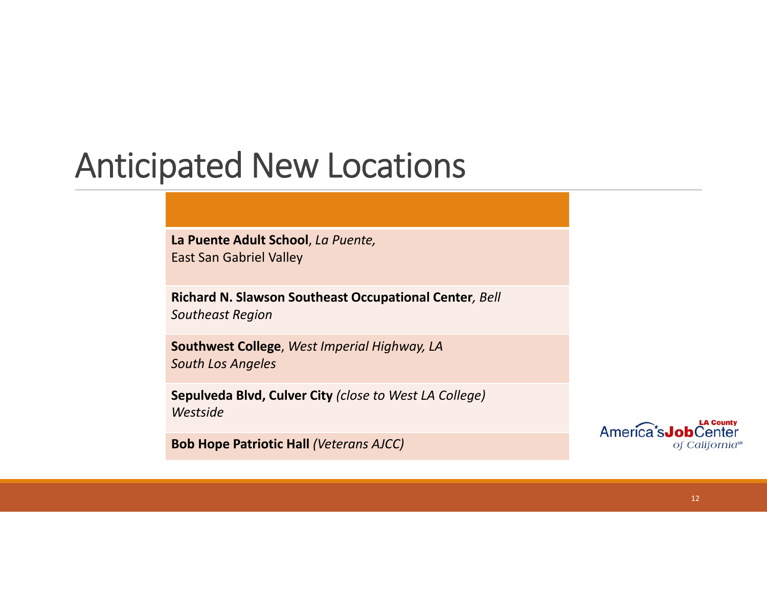# Anticipated New Locations

| |
|---|
| **La Puente Adult School**, *La Puente,* East San Gabriel Valley |
| **Richard N. Slawson Southeast Occupational Center***, Bell Southeast Region* |
| **Southwest College**, *West Imperial Highway, LA South Los Angeles* |
| **Sepulveda Blvd, Culver City** *(close to West LA College) Westside* |
| **Bob Hope Patriotic Hall** *(Veterans AJCC)* |

LA County America's Job Center of California[SM]